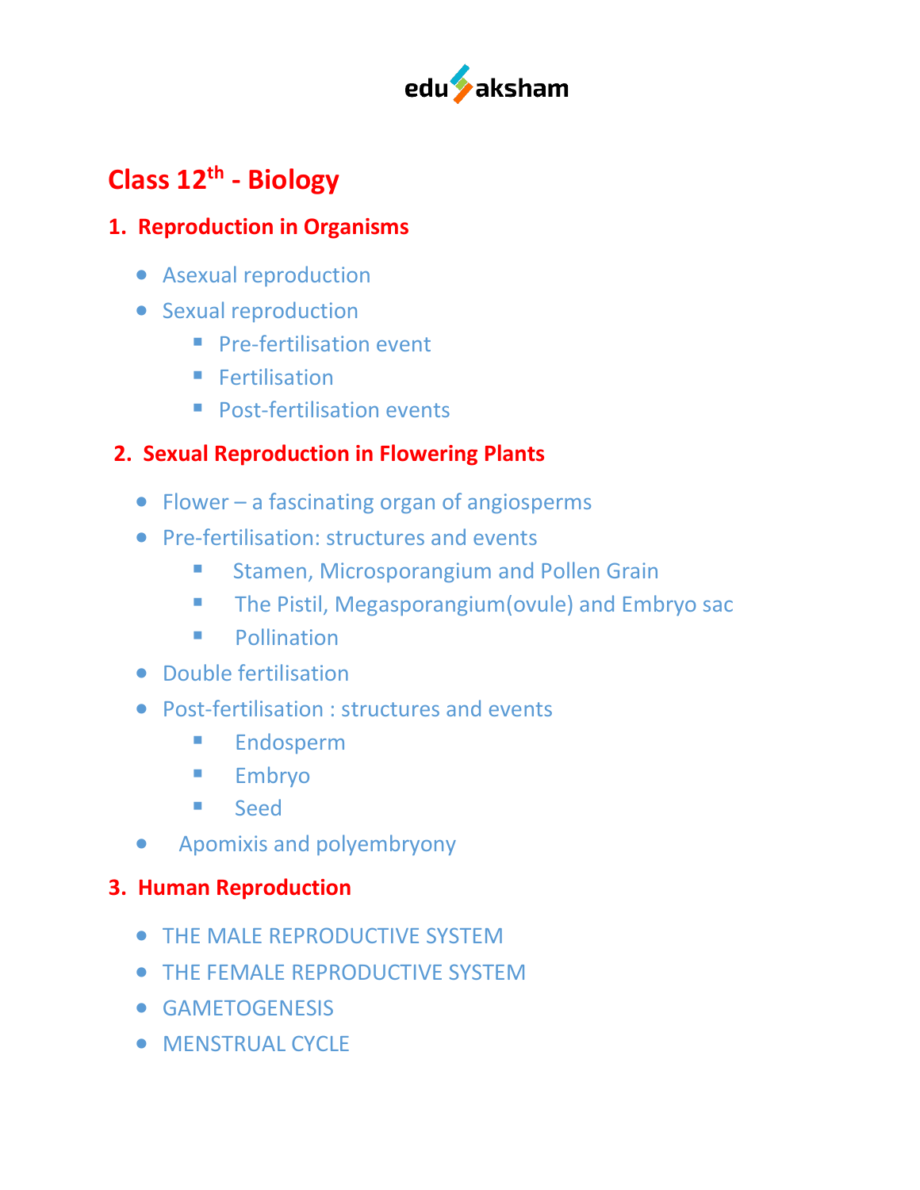edu aksham

# Class 12th - Biology

## 1. Reproduction in Organisms

- Asexual reproduction
- Sexual reproduction
  - Pre-fertilisation event
  - Fertilisation
  - Post-fertilisation events

## 2. Sexual Reproduction in Flowering Plants

- Flower – a fascinating organ of angiosperms
- Pre-fertilisation: structures and events
  - Stamen, Microsporangium and Pollen Grain
  - The Pistil, Megasporangium(ovule) and Embryo sac
  - Pollination
- Double fertilisation
- Post-fertilisation : structures and events
  - Endosperm
  - Embryo
  - Seed
- Apomixis and polyembryony

## 3. Human Reproduction

- THE MALE REPRODUCTIVE SYSTEM
- THE FEMALE REPRODUCTIVE SYSTEM
- GAMETOGENESIS
- MENSTRUAL CYCLE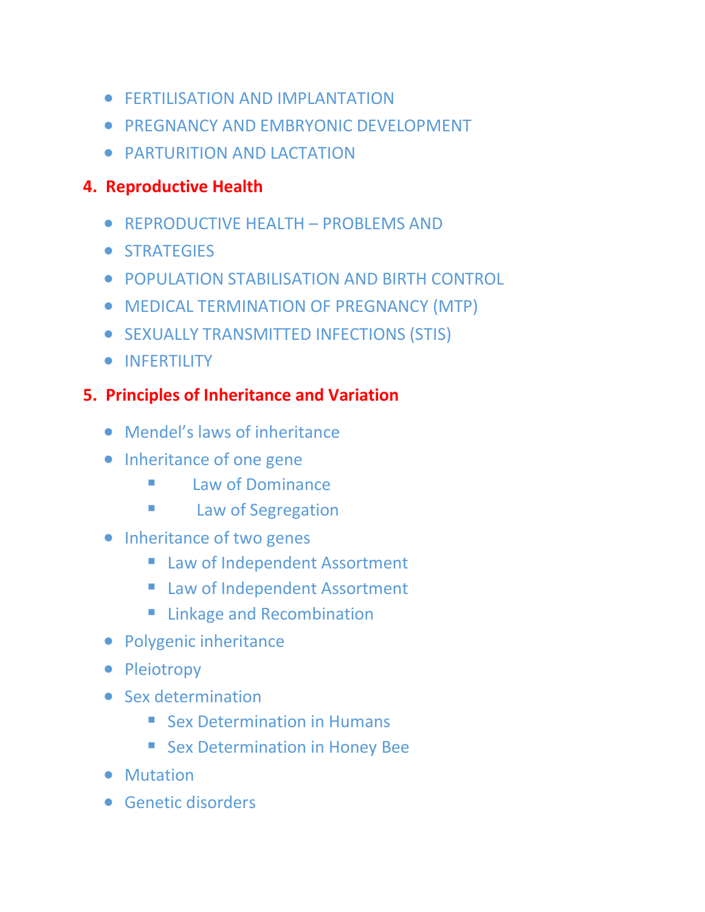- FERTILISATION AND IMPLANTATION
- PREGNANCY AND EMBRYONIC DEVELOPMENT
- PARTURITION AND LACTATION

## 4. Reproductive Health

- REPRODUCTIVE HEALTH – PROBLEMS AND
- STRATEGIES
- POPULATION STABILISATION AND BIRTH CONTROL
- MEDICAL TERMINATION OF PREGNANCY (MTP)
- SEXUALLY TRANSMITTED INFECTIONS (STIS)
- INFERTILITY

## 5. Principles of Inheritance and Variation

- Mendel's laws of inheritance
- Inheritance of one gene
  - Law of Dominance
  - Law of Segregation
- Inheritance of two genes
  - Law of Independent Assortment
  - Law of Independent Assortment
  - Linkage and Recombination
- Polygenic inheritance
- Pleiotropy
- Sex determination
  - Sex Determination in Humans
  - Sex Determination in Honey Bee
- Mutation
- Genetic disorders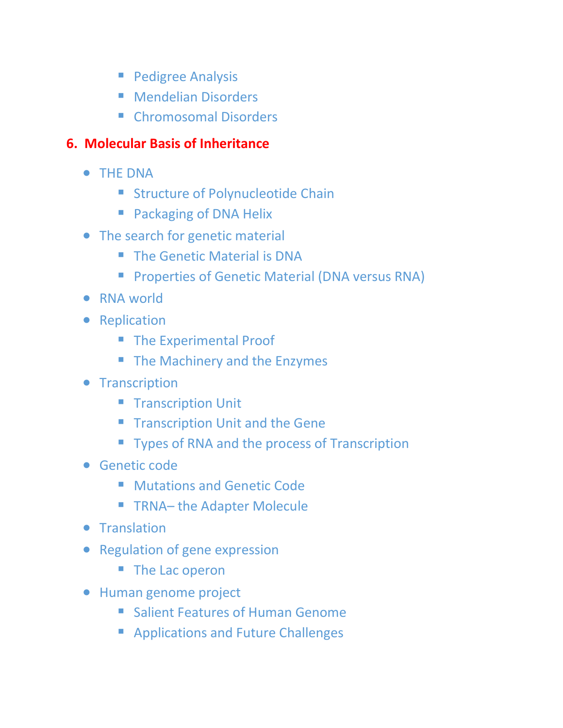- Pedigree Analysis
    - Mendelian Disorders
    - Chromosomal Disorders

## 6. Molecular Basis of Inheritance

- THE DNA
    - Structure of Polynucleotide Chain
    - Packaging of DNA Helix
- The search for genetic material
    - The Genetic Material is DNA
    - Properties of Genetic Material (DNA versus RNA)
- RNA world
- Replication
    - The Experimental Proof
    - The Machinery and the Enzymes
- Transcription
    - Transcription Unit
    - Transcription Unit and the Gene
    - Types of RNA and the process of Transcription
- Genetic code
    - Mutations and Genetic Code
    - TRNA– the Adapter Molecule
- Translation
- Regulation of gene expression
    - The Lac operon
- Human genome project
    - Salient Features of Human Genome
    - Applications and Future Challenges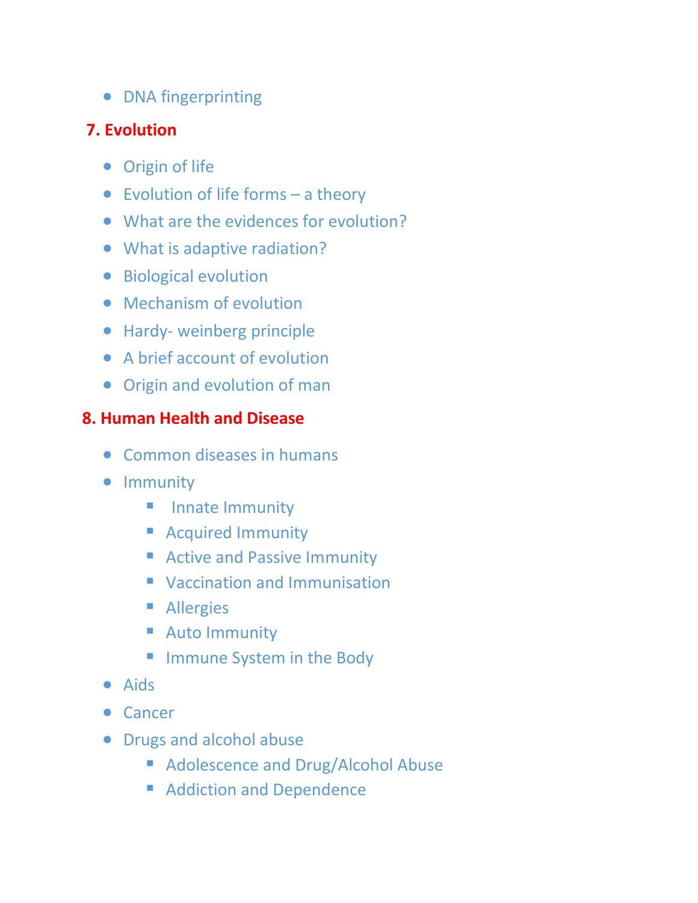- DNA fingerprinting

## 7. Evolution

- Origin of life
- Evolution of life forms – a theory
- What are the evidences for evolution?
- What is adaptive radiation?
- Biological evolution
- Mechanism of evolution
- Hardy- weinberg principle
- A brief account of evolution
- Origin and evolution of man

## 8. Human Health and Disease

- Common diseases in humans
- Immunity
  - Innate Immunity
  - Acquired Immunity
  - Active and Passive Immunity
  - Vaccination and Immunisation
  - Allergies
  - Auto Immunity
  - Immune System in the Body
- Aids
- Cancer
- Drugs and alcohol abuse
  - Adolescence and Drug/Alcohol Abuse
  - Addiction and Dependence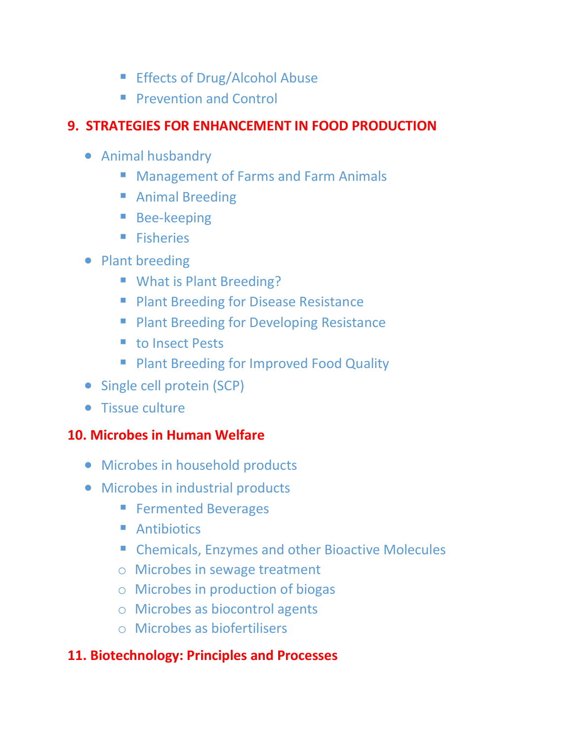- Effects of Drug/Alcohol Abuse
    - Prevention and Control

## 9. STRATEGIES FOR ENHANCEMENT IN FOOD PRODUCTION

- Animal husbandry
    - Management of Farms and Farm Animals
    - Animal Breeding
    - Bee-keeping
    - Fisheries
- Plant breeding
    - What is Plant Breeding?
    - Plant Breeding for Disease Resistance
    - Plant Breeding for Developing Resistance
    - to Insect Pests
    - Plant Breeding for Improved Food Quality
- Single cell protein (SCP)
- Tissue culture

## 10. Microbes in Human Welfare

- Microbes in household products
- Microbes in industrial products
    - Fermented Beverages
    - Antibiotics
    - Chemicals, Enzymes and other Bioactive Molecules
    - Microbes in sewage treatment
    - Microbes in production of biogas
    - Microbes as biocontrol agents
    - Microbes as biofertilisers

## 11. Biotechnology: Principles and Processes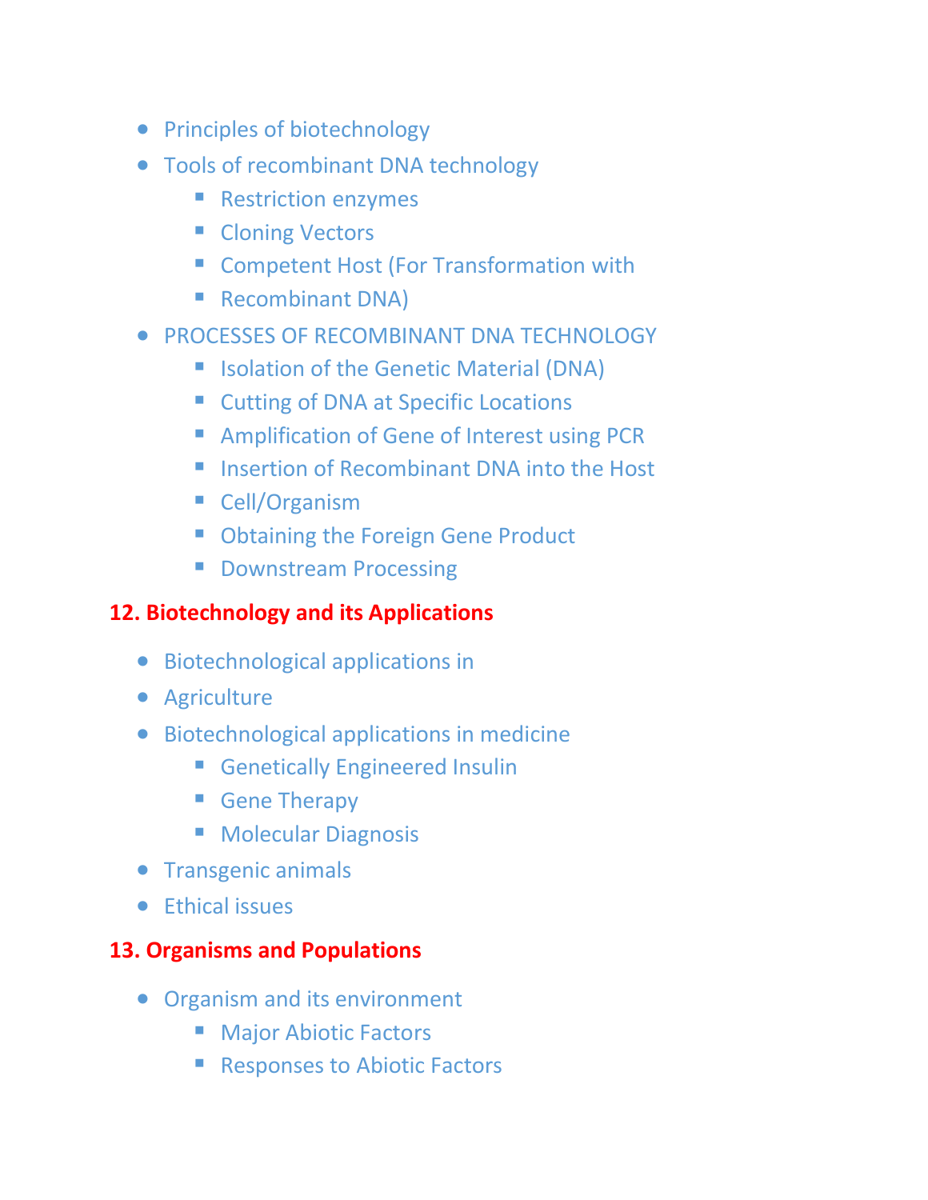- Principles of biotechnology
- Tools of recombinant DNA technology
  - Restriction enzymes
  - Cloning Vectors
  - Competent Host (For Transformation with
  - Recombinant DNA)
- PROCESSES OF RECOMBINANT DNA TECHNOLOGY
  - Isolation of the Genetic Material (DNA)
  - Cutting of DNA at Specific Locations
  - Amplification of Gene of Interest using PCR
  - Insertion of Recombinant DNA into the Host
  - Cell/Organism
  - Obtaining the Foreign Gene Product
  - Downstream Processing

## 12. Biotechnology and its Applications

- Biotechnological applications in
- Agriculture
- Biotechnological applications in medicine
  - Genetically Engineered Insulin
  - Gene Therapy
  - Molecular Diagnosis
- Transgenic animals
- Ethical issues

## 13. Organisms and Populations

- Organism and its environment
  - Major Abiotic Factors
  - Responses to Abiotic Factors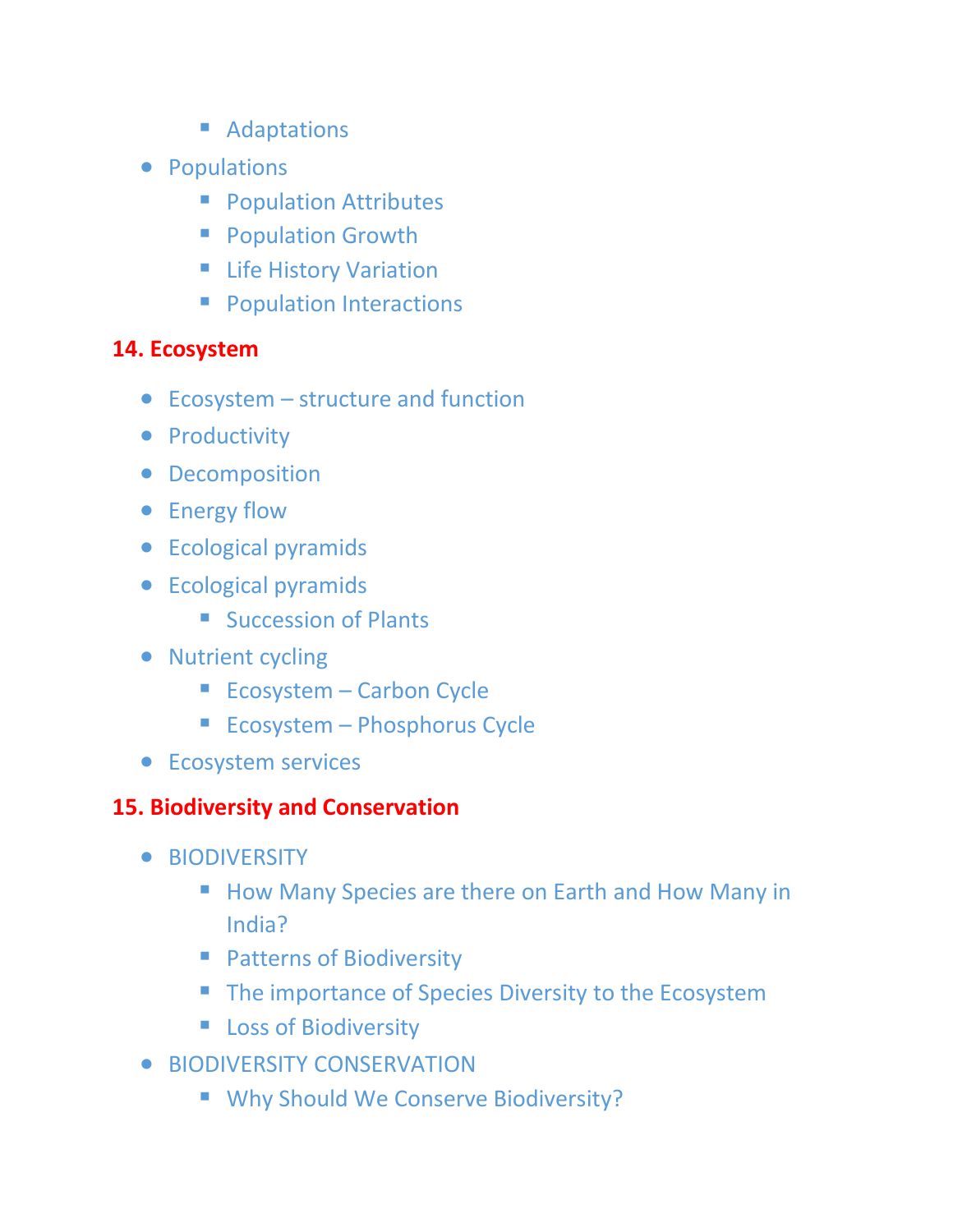- Adaptations
- Populations
  - Population Attributes
  - Population Growth
  - Life History Variation
  - Population Interactions

## 14. Ecosystem

- Ecosystem – structure and function
- Productivity
- Decomposition
- Energy flow
- Ecological pyramids
- Ecological pyramids
  - Succession of Plants
- Nutrient cycling
  - Ecosystem – Carbon Cycle
  - Ecosystem – Phosphorus Cycle
- Ecosystem services

## 15. Biodiversity and Conservation

- BIODIVERSITY
  - How Many Species are there on Earth and How Many in India?
  - Patterns of Biodiversity
  - The importance of Species Diversity to the Ecosystem
  - Loss of Biodiversity
- BIODIVERSITY CONSERVATION
  - Why Should We Conserve Biodiversity?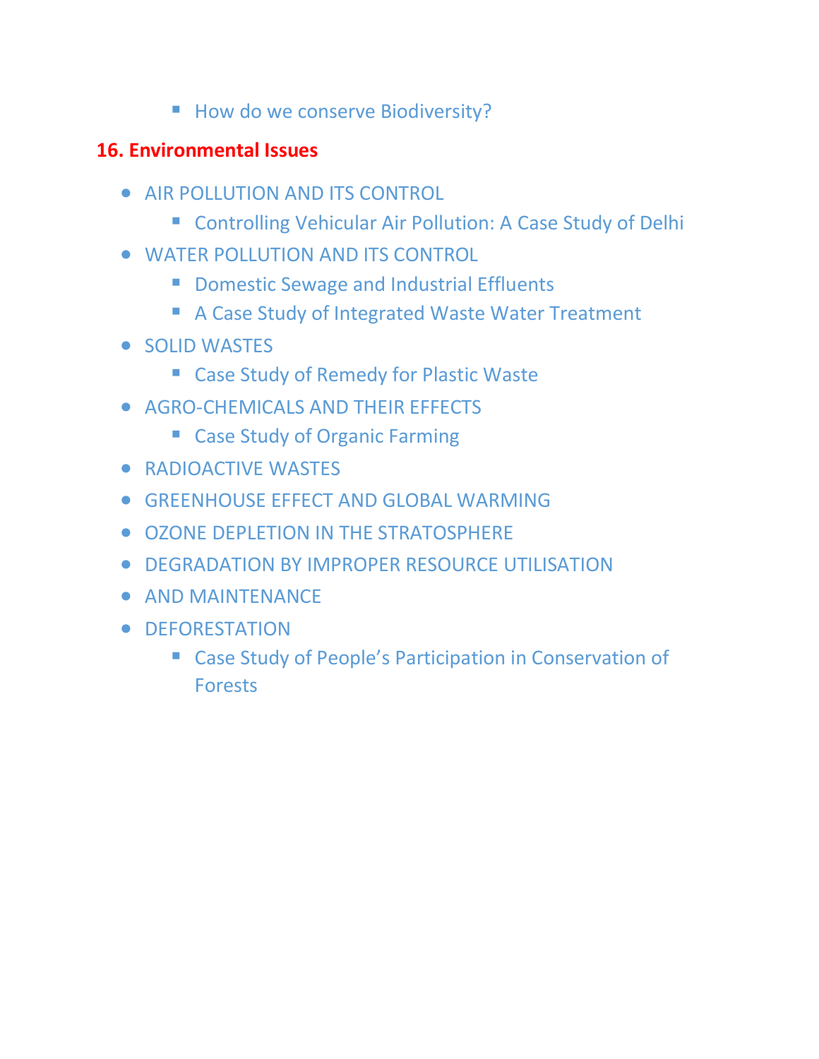- How do we conserve Biodiversity?

## 16. Environmental Issues

- AIR POLLUTION AND ITS CONTROL
  - Controlling Vehicular Air Pollution: A Case Study of Delhi
- WATER POLLUTION AND ITS CONTROL
  - Domestic Sewage and Industrial Effluents
  - A Case Study of Integrated Waste Water Treatment
- SOLID WASTES
  - Case Study of Remedy for Plastic Waste
- AGRO-CHEMICALS AND THEIR EFFECTS
  - Case Study of Organic Farming
- RADIOACTIVE WASTES
- GREENHOUSE EFFECT AND GLOBAL WARMING
- OZONE DEPLETION IN THE STRATOSPHERE
- DEGRADATION BY IMPROPER RESOURCE UTILISATION
- AND MAINTENANCE
- DEFORESTATION
  - Case Study of People's Participation in Conservation of Forests